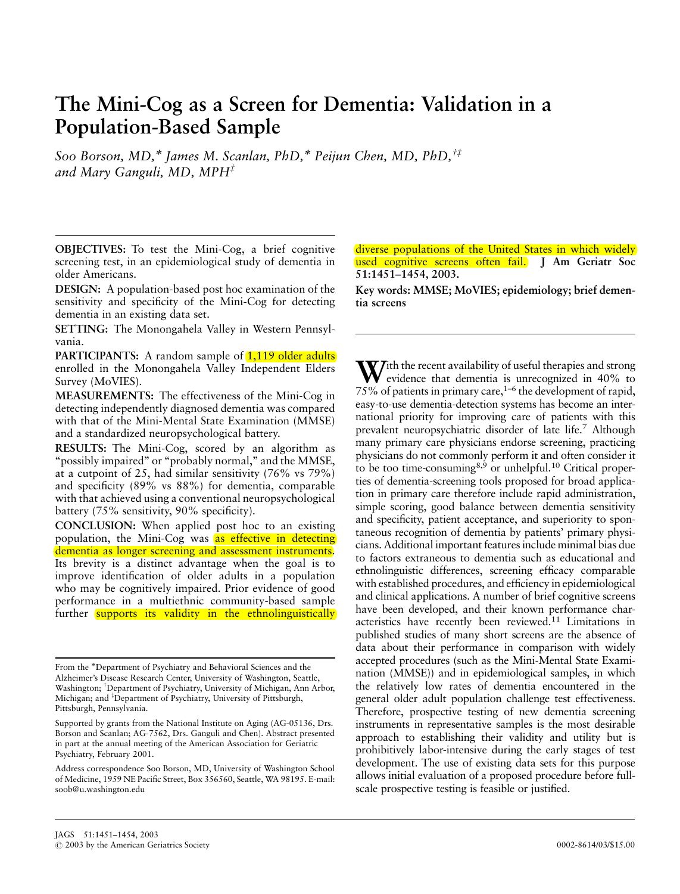# The Mini-Cog as a Screen for Dementia: Validation in a Population-Based Sample

*Soo Borson, MD,* James M. Scanlan, PhD,* Peijun Chen, MD, PhD,†‡ and Mary Ganguli, MD, MPH‡*

**OBJECTIVES:** To test the Mini-Cog, a brief cognitive screening test, in an epidemiological study of dementia in older Americans.

**DESIGN:** A population-based post hoc examination of the sensitivity and specificity of the Mini-Cog for detecting dementia in an existing data set.

**SETTING:** The Monongahela Valley in Western Pennsylvania.

**PARTICIPANTS:** A random sample of 1,119 older adults enrolled in the Monongahela Valley Independent Elders Survey (MoVIES).

**MEASUREMENTS:** The effectiveness of the Mini-Cog in detecting independently diagnosed dementia was compared with that of the Mini-Mental State Examination (MMSE) and a standardized neuropsychological battery.

**RESULTS:** The Mini-Cog, scored by an algorithm as "possibly impaired" or "probably normal," and the MMSE, at a cutpoint of 25, had similar sensitivity (76% vs 79%) and specificity (89% vs 88%) for dementia, comparable with that achieved using a conventional neuropsychological battery (75% sensitivity, 90% specificity).

**CONCLUSION:** When applied post hoc to an existing population, the Mini-Cog was as effective in detecting dementia as longer screening and assessment instruments. Its brevity is a distinct advantage when the goal is to improve identification of older adults in a population who may be cognitively impaired. Prior evidence of good performance in a multiethnic community-based sample further supports its validity in the ethnolinguistically diverse populations of the United States in which widely used cognitive screens often fail. **J Am Geriatr Soc 51:1451–1454, 2003.**

**Key words: MMSE; MoVIES; epidemiology; brief dementia screens**

With the recent availability of useful therapies and strong evidence that dementia is unrecognized in 40% to 75% of patients in primary care,[1–6] the development of rapid, easy-to-use dementia-detection systems has become an international priority for improving care of patients with this prevalent neuropsychiatric disorder of late life.[7] Although many primary care physicians endorse screening, practicing physicians do not commonly perform it and often consider it to be too time-consuming[8,9] or unhelpful.[10] Critical properties of dementia-screening tools proposed for broad application in primary care therefore include rapid administration, simple scoring, good balance between dementia sensitivity and specificity, patient acceptance, and superiority to spontaneous recognition of dementia by patients' primary physicians. Additional important features include minimal bias due to factors extraneous to dementia such as educational and ethnolinguistic differences, screening efficacy comparable with established procedures, and efficiency in epidemiological and clinical applications. A number of brief cognitive screens have been developed, and their known performance characteristics have recently been reviewed.[11] Limitations in published studies of many short screens are the absence of data about their performance in comparison with widely accepted procedures (such as the Mini-Mental State Examination (MMSE)) and in epidemiological samples, in which the relatively low rates of dementia encountered in the general older adult population challenge test effectiveness. Therefore, prospective testing of new dementia screening instruments in representative samples is the most desirable approach to establishing their validity and utility but is prohibitively labor-intensive during the early stages of test development. The use of existing data sets for this purpose allows initial evaluation of a proposed procedure before full-scale prospective testing is feasible or justified.

From the *Department of Psychiatry and Behavioral Sciences and the Alzheimer's Disease Research Center, University of Washington, Seattle, Washington; †Department of Psychiatry, University of Michigan, Ann Arbor, Michigan; and ‡Department of Psychiatry, University of Pittsburgh, Pittsburgh, Pennsylvania.

Supported by grants from the National Institute on Aging (AG-05136, Drs. Borson and Scanlan; AG-7562, Drs. Ganguli and Chen). Abstract presented in part at the annual meeting of the American Association for Geriatric Psychiatry, February 2001.

Address correspondence Soo Borson, MD, University of Washington School of Medicine, 1959 NE Pacific Street, Box 356560, Seattle, WA 98195. E-mail: soob@u.washington.edu

© 2003 by the American Geriatrics Society 0002-8614/03/$15.00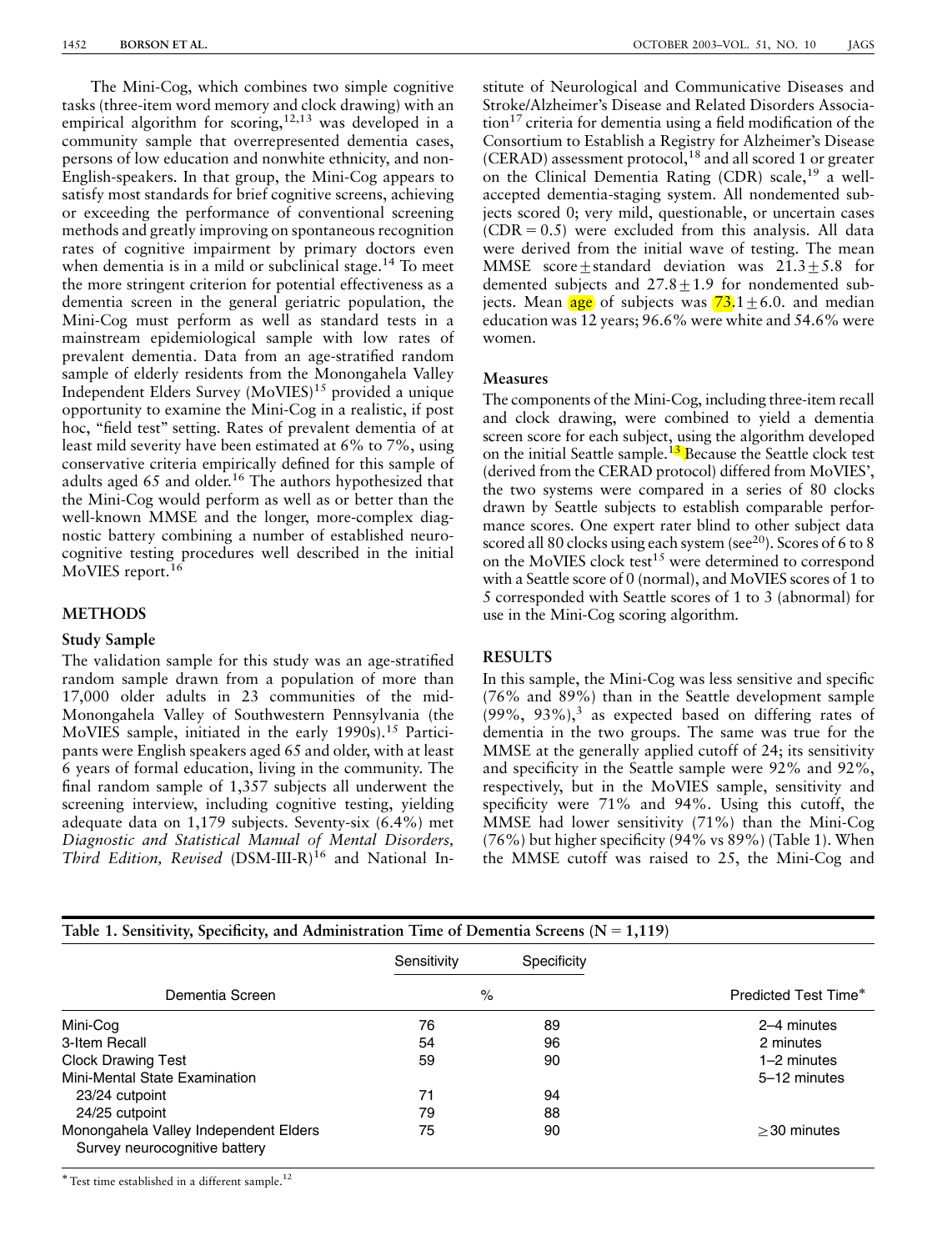The Mini-Cog, which combines two simple cognitive tasks (three-item word memory and clock drawing) with an empirical algorithm for scoring,[12,13] was developed in a community sample that overrepresented dementia cases, persons of low education and nonwhite ethnicity, and non-English-speakers. In that group, the Mini-Cog appears to satisfy most standards for brief cognitive screens, achieving or exceeding the performance of conventional screening methods and greatly improving on spontaneous recognition rates of cognitive impairment by primary doctors even when dementia is in a mild or subclinical stage.[14] To meet the more stringent criterion for potential effectiveness as a dementia screen in the general geriatric population, the Mini-Cog must perform as well as standard tests in a mainstream epidemiological sample with low rates of prevalent dementia. Data from an age-stratified random sample of elderly residents from the Monongahela Valley Independent Elders Survey (MoVIES)[15] provided a unique opportunity to examine the Mini-Cog in a realistic, if post hoc, "field test" setting. Rates of prevalent dementia of at least mild severity have been estimated at 6% to 7%, using conservative criteria empirically defined for this sample of adults aged 65 and older.[16] The authors hypothesized that the Mini-Cog would perform as well as or better than the well-known MMSE and the longer, more-complex diagnostic battery combining a number of established neurocognitive testing procedures well described in the initial MoVIES report.[16]

## METHODS

### Study Sample

The validation sample for this study was an age-stratified random sample drawn from a population of more than 17,000 older adults in 23 communities of the mid-Monongahela Valley of Southwestern Pennsylvania (the MoVIES sample, initiated in the early 1990s).[15] Participants were English speakers aged 65 and older, with at least 6 years of formal education, living in the community. The final random sample of 1,357 subjects all underwent the screening interview, including cognitive testing, yielding adequate data on 1,179 subjects. Seventy-six (6.4%) met *Diagnostic and Statistical Manual of Mental Disorders, Third Edition, Revised* (DSM-III-R)[16] and National Institute of Neurological and Communicative Diseases and Stroke/Alzheimer's Disease and Related Disorders Association[17] criteria for dementia using a field modification of the Consortium to Establish a Registry for Alzheimer's Disease (CERAD) assessment protocol,[18] and all scored 1 or greater on the Clinical Dementia Rating (CDR) scale,[19] a well-accepted dementia-staging system. All nondemented subjects scored 0; very mild, questionable, or uncertain cases (CDR = 0.5) were excluded from this analysis. All data were derived from the initial wave of testing. The mean MMSE score ± standard deviation was 21.3 ± 5.8 for demented subjects and 27.8 ± 1.9 for nondemented subjects. Mean age of subjects was 73.1 ± 6.0. and median education was 12 years; 96.6% were white and 54.6% were women.

### Measures

The components of the Mini-Cog, including three-item recall and clock drawing, were combined to yield a dementia screen score for each subject, using the algorithm developed on the initial Seattle sample.[13] Because the Seattle clock test (derived from the CERAD protocol) differed from MoVIES', the two systems were compared in a series of 80 clocks drawn by Seattle subjects to establish comparable performance scores. One expert rater blind to other subject data scored all 80 clocks using each system (see[20]). Scores of 6 to 8 on the MoVIES clock test[15] were determined to correspond with a Seattle score of 0 (normal), and MoVIES scores of 1 to 5 corresponded with Seattle scores of 1 to 3 (abnormal) for use in the Mini-Cog scoring algorithm.

## RESULTS

In this sample, the Mini-Cog was less sensitive and specific (76% and 89%) than in the Seattle development sample (99%, 93%),[3] as expected based on differing rates of dementia in the two groups. The same was true for the MMSE at the generally applied cutoff of 24; its sensitivity and specificity in the Seattle sample were 92% and 92%, respectively, but in the MoVIES sample, sensitivity and specificity were 71% and 94%. Using this cutoff, the MMSE had lower sensitivity (71%) than the Mini-Cog (76%) but higher specificity (94% vs 89%) (Table 1). When the MMSE cutoff was raised to 25, the Mini-Cog and

**Table 1. Sensitivity, Specificity, and Administration Time of Dementia Screens (N = 1,119)**

| Dementia Screen | Sensitivity | Specificity | Predicted Test Time* |
|---|---|---|---|
| | % | | |
| Mini-Cog | 76 | 89 | 2–4 minutes |
| 3-Item Recall | 54 | 96 | 2 minutes |
| Clock Drawing Test | 59 | 90 | 1–2 minutes |
| Mini-Mental State Examination | | | 5–12 minutes |
| 23/24 cutpoint | 71 | 94 | |
| 24/25 cutpoint | 79 | 88 | |
| Monongahela Valley Independent Elders Survey neurocognitive battery | 75 | 90 | ≥30 minutes |

* Test time established in a different sample.[12]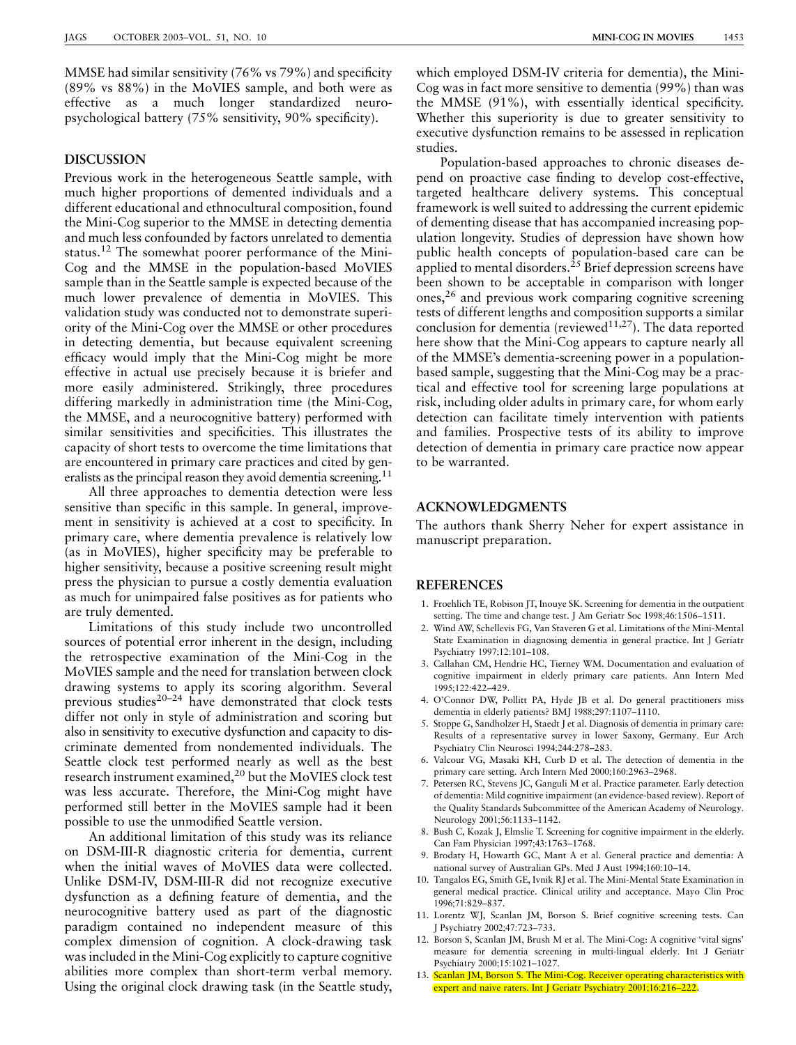MMSE had similar sensitivity (76% vs 79%) and specificity (89% vs 88%) in the MoVIES sample, and both were as effective as a much longer standardized neuropsychological battery (75% sensitivity, 90% specificity).

## DISCUSSION

Previous work in the heterogeneous Seattle sample, with much higher proportions of demented individuals and a different educational and ethnocultural composition, found the Mini-Cog superior to the MMSE in detecting dementia and much less confounded by factors unrelated to dementia status.[12] The somewhat poorer performance of the Mini-Cog and the MMSE in the population-based MoVIES sample than in the Seattle sample is expected because of the much lower prevalence of dementia in MoVIES. This validation study was conducted not to demonstrate superiority of the Mini-Cog over the MMSE or other procedures in detecting dementia, but because equivalent screening efficacy would imply that the Mini-Cog might be more effective in actual use precisely because it is briefer and more easily administered. Strikingly, three procedures differing markedly in administration time (the Mini-Cog, the MMSE, and a neurocognitive battery) performed with similar sensitivities and specificities. This illustrates the capacity of short tests to overcome the time limitations that are encountered in primary care practices and cited by generalists as the principal reason they avoid dementia screening.[11]

All three approaches to dementia detection were less sensitive than specific in this sample. In general, improvement in sensitivity is achieved at a cost to specificity. In primary care, where dementia prevalence is relatively low (as in MoVIES), higher specificity may be preferable to higher sensitivity, because a positive screening result might press the physician to pursue a costly dementia evaluation as much for unimpaired false positives as for patients who are truly demented.

Limitations of this study include two uncontrolled sources of potential error inherent in the design, including the retrospective examination of the Mini-Cog in the MoVIES sample and the need for translation between clock drawing systems to apply its scoring algorithm. Several previous studies[20–24] have demonstrated that clock tests differ not only in style of administration and scoring but also in sensitivity to executive dysfunction and capacity to discriminate demented from nondemented individuals. The Seattle clock test performed nearly as well as the best research instrument examined,[20] but the MoVIES clock test was less accurate. Therefore, the Mini-Cog might have performed still better in the MoVIES sample had it been possible to use the unmodified Seattle version.

An additional limitation of this study was its reliance on DSM-III-R diagnostic criteria for dementia, current when the initial waves of MoVIES data were collected. Unlike DSM-IV, DSM-III-R did not recognize executive dysfunction as a defining feature of dementia, and the neurocognitive battery used as part of the diagnostic paradigm contained no independent measure of this complex dimension of cognition. A clock-drawing task was included in the Mini-Cog explicitly to capture cognitive abilities more complex than short-term verbal memory. Using the original clock drawing task (in the Seattle study, which employed DSM-IV criteria for dementia), the Mini-Cog was in fact more sensitive to dementia (99%) than was the MMSE (91%), with essentially identical specificity. Whether this superiority is due to greater sensitivity to executive dysfunction remains to be assessed in replication studies.

Population-based approaches to chronic diseases depend on proactive case finding to develop cost-effective, targeted healthcare delivery systems. This conceptual framework is well suited to addressing the current epidemic of dementing disease that has accompanied increasing population longevity. Studies of depression have shown how public health concepts of population-based care can be applied to mental disorders.[25] Brief depression screens have been shown to be acceptable in comparison with longer ones,[26] and previous work comparing cognitive screening tests of different lengths and composition supports a similar conclusion for dementia (reviewed[11,27]). The data reported here show that the Mini-Cog appears to capture nearly all of the MMSE's dementia-screening power in a population-based sample, suggesting that the Mini-Cog may be a practical and effective tool for screening large populations at risk, including older adults in primary care, for whom early detection can facilitate timely intervention with patients and families. Prospective tests of its ability to improve detection of dementia in primary care practice now appear to be warranted.

## ACKNOWLEDGMENTS

The authors thank Sherry Neher for expert assistance in manuscript preparation.

## REFERENCES

1. Froehlich TE, Robison JT, Inouye SK. Screening for dementia in the outpatient setting. The time and change test. J Am Geriatr Soc 1998;46:1506–1511.
2. Wind AW, Schellevis FG, Van Staveren G et al. Limitations of the Mini-Mental State Examination in diagnosing dementia in general practice. Int J Geriatr Psychiatry 1997;12:101–108.
3. Callahan CM, Hendrie HC, Tierney WM. Documentation and evaluation of cognitive impairment in elderly primary care patients. Ann Intern Med 1995;122:422–429.
4. O'Connor DW, Pollitt PA, Hyde JB et al. Do general practitioners miss dementia in elderly patients? BMJ 1988;297:1107–1110.
5. Stoppe G, Sandholzer H, Staedt J et al. Diagnosis of dementia in primary care: Results of a representative survey in lower Saxony, Germany. Eur Arch Psychiatry Clin Neurosci 1994;244:278–283.
6. Valcour VG, Masaki KH, Curb D et al. The detection of dementia in the primary care setting. Arch Intern Med 2000;160:2963–2968.
7. Petersen RC, Stevens JC, Ganguli M et al. Practice parameter. Early detection of dementia: Mild cognitive impairment (an evidence-based review). Report of the Quality Standards Subcommittee of the American Academy of Neurology. Neurology 2001;56:1133–1142.
8. Bush C, Kozak J, Elmslie T. Screening for cognitive impairment in the elderly. Can Fam Physician 1997;43:1763–1768.
9. Brodaty H, Howarth GC, Mant A et al. General practice and dementia: A national survey of Australian GPs. Med J Aust 1994;160:10–14.
10. Tangalos EG, Smith GE, Ivnik RJ et al. The Mini-Mental State Examination in general medical practice. Clinical utility and acceptance. Mayo Clin Proc 1996;71:829–837.
11. Lorentz WJ, Scanlan JM, Borson S. Brief cognitive screening tests. Can J Psychiatry 2002;47:723–733.
12. Borson S, Scanlan JM, Brush M et al. The Mini-Cog: A cognitive 'vital signs' measure for dementia screening in multi-lingual elderly. Int J Geriatr Psychiatry 2000;15:1021–1027.
13. Scanlan JM, Borson S. The Mini-Cog. Receiver operating characteristics with expert and naive raters. Int J Geriatr Psychiatry 2001;16:216–222.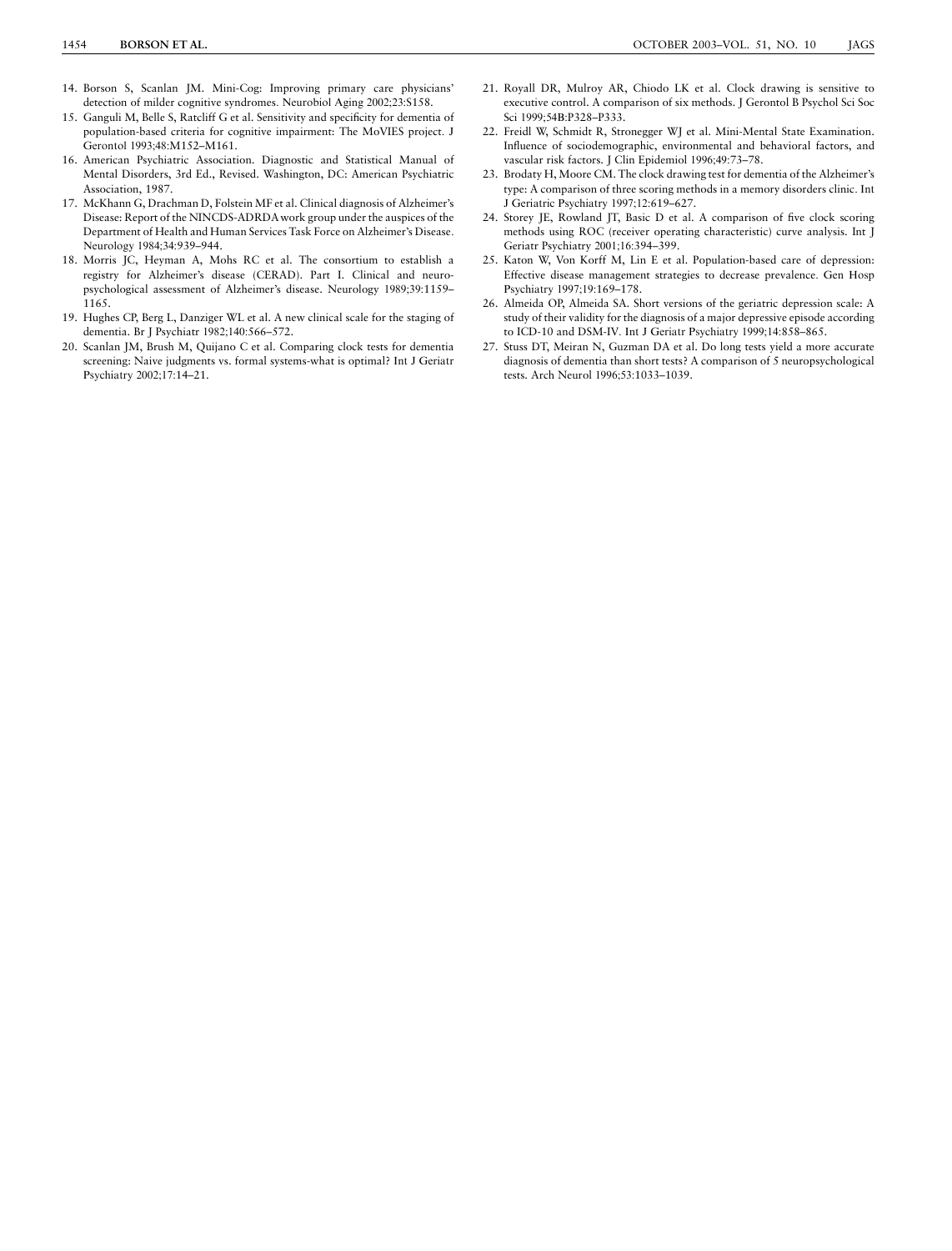14. Borson S, Scanlan JM. Mini-Cog: Improving primary care physicians' detection of milder cognitive syndromes. Neurobiol Aging 2002;23:S158.
15. Ganguli M, Belle S, Ratcliff G et al. Sensitivity and specificity for dementia of population-based criteria for cognitive impairment: The MoVIES project. J Gerontol 1993;48:M152–M161.
16. American Psychiatric Association. Diagnostic and Statistical Manual of Mental Disorders, 3rd Ed., Revised. Washington, DC: American Psychiatric Association, 1987.
17. McKhann G, Drachman D, Folstein MF et al. Clinical diagnosis of Alzheimer's Disease: Report of the NINCDS-ADRDA work group under the auspices of the Department of Health and Human Services Task Force on Alzheimer's Disease. Neurology 1984;34:939–944.
18. Morris JC, Heyman A, Mohs RC et al. The consortium to establish a registry for Alzheimer's disease (CERAD). Part I. Clinical and neuropsychological assessment of Alzheimer's disease. Neurology 1989;39:1159–1165.
19. Hughes CP, Berg L, Danziger WL et al. A new clinical scale for the staging of dementia. Br J Psychiatr 1982;140:566–572.
20. Scanlan JM, Brush M, Quijano C et al. Comparing clock tests for dementia screening: Naive judgments vs. formal systems-what is optimal? Int J Geriatr Psychiatry 2002;17:14–21.
21. Royall DR, Mulroy AR, Chiodo LK et al. Clock drawing is sensitive to executive control. A comparison of six methods. J Gerontol B Psychol Sci Soc Sci 1999;54B:P328–P333.
22. Freidl W, Schmidt R, Stronegger WJ et al. Mini-Mental State Examination. Influence of sociodemographic, environmental and behavioral factors, and vascular risk factors. J Clin Epidemiol 1996;49:73–78.
23. Brodaty H, Moore CM. The clock drawing test for dementia of the Alzheimer's type: A comparison of three scoring methods in a memory disorders clinic. Int J Geriatric Psychiatry 1997;12:619–627.
24. Storey JE, Rowland JT, Basic D et al. A comparison of five clock scoring methods using ROC (receiver operating characteristic) curve analysis. Int J Geriatr Psychiatry 2001;16:394–399.
25. Katon W, Von Korff M, Lin E et al. Population-based care of depression: Effective disease management strategies to decrease prevalence. Gen Hosp Psychiatry 1997;19:169–178.
26. Almeida OP, Almeida SA. Short versions of the geriatric depression scale: A study of their validity for the diagnosis of a major depressive episode according to ICD-10 and DSM-IV. Int J Geriatr Psychiatry 1999;14:858–865.
27. Stuss DT, Meiran N, Guzman DA et al. Do long tests yield a more accurate diagnosis of dementia than short tests? A comparison of 5 neuropsychological tests. Arch Neurol 1996;53:1033–1039.